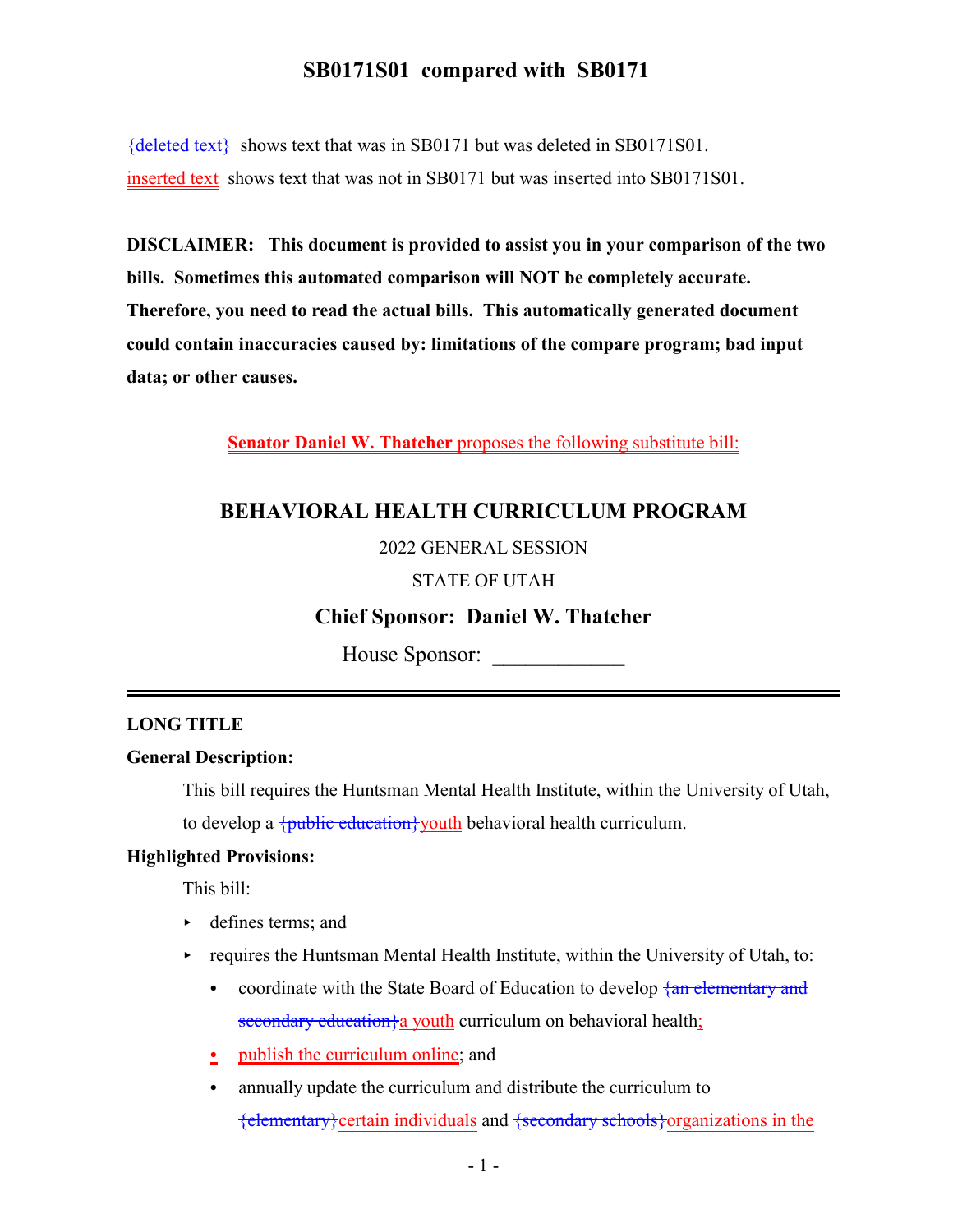# SB0171S01 compared with SB0171

{deleted text} shows text that was in SB0171 but was deleted in SB0171S01.

inserted text shows text that was not in SB0171 but was inserted into SB0171S01.

**DISCLAIMER: This document is provided to assist you in your comparison of the two bills. Sometimes this automated comparison will NOT be completely accurate. Therefore, you need to read the actual bills. This automatically generated document could contain inaccuracies caused by: limitations of the compare program; bad input data; or other causes.**

**Senator Daniel W. Thatcher** proposes the following substitute bill:

## BEHAVIORAL HEALTH CURRICULUM PROGRAM

2022 GENERAL SESSION

STATE OF UTAH

### Chief Sponsor: Daniel W. Thatcher

House Sponsor: ____________

---

**LONG TITLE**

**General Description:**

This bill requires the Huntsman Mental Health Institute, within the University of Utah, to develop a {public education}youth behavioral health curriculum.

**Highlighted Provisions:**

This bill:

- defines terms; and
- requires the Huntsman Mental Health Institute, within the University of Utah, to:
  - coordinate with the State Board of Education to develop {an elementary and secondary education}a youth curriculum on behavioral health;
  - publish the curriculum online; and
  - annually update the curriculum and distribute the curriculum to {elementary}certain individuals and {secondary schools}organizations in the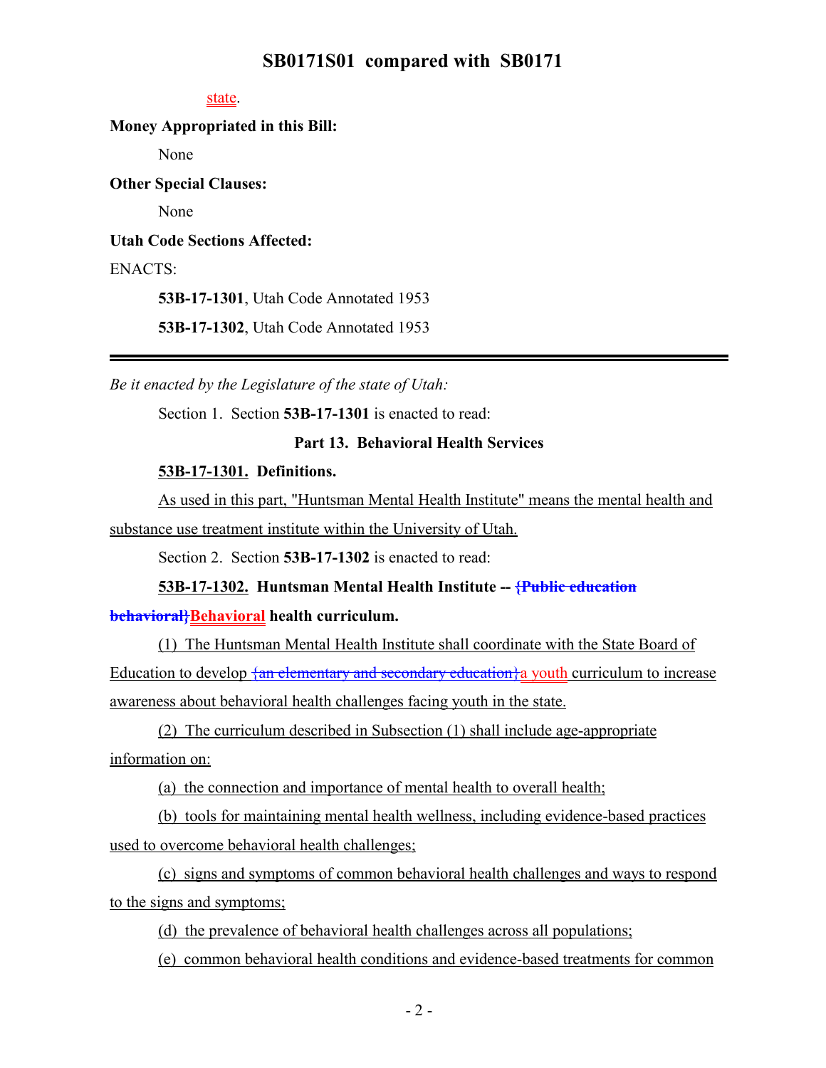state.

**Money Appropriated in this Bill:**

None

**Other Special Clauses:**

None

**Utah Code Sections Affected:**

ENACTS:

**53B-17-1301**, Utah Code Annotated 1953

**53B-17-1302**, Utah Code Annotated 1953

---

*Be it enacted by the Legislature of the state of Utah:*

Section 1. Section **53B-17-1301** is enacted to read:

**Part 13. Behavioral Health Services**

**53B-17-1301. Definitions.**

As used in this part, "Huntsman Mental Health Institute" means the mental health and substance use treatment institute within the University of Utah.

Section 2. Section **53B-17-1302** is enacted to read:

**53B-17-1302. Huntsman Mental Health Institute -- {Public education behavioral}Behavioral health curriculum.**

(1) The Huntsman Mental Health Institute shall coordinate with the State Board of Education to develop {an elementary and secondary education}a youth curriculum to increase awareness about behavioral health challenges facing youth in the state.

(2) The curriculum described in Subsection (1) shall include age-appropriate information on:

(a) the connection and importance of mental health to overall health;

(b) tools for maintaining mental health wellness, including evidence-based practices used to overcome behavioral health challenges;

(c) signs and symptoms of common behavioral health challenges and ways to respond to the signs and symptoms;

(d) the prevalence of behavioral health challenges across all populations;

(e) common behavioral health conditions and evidence-based treatments for common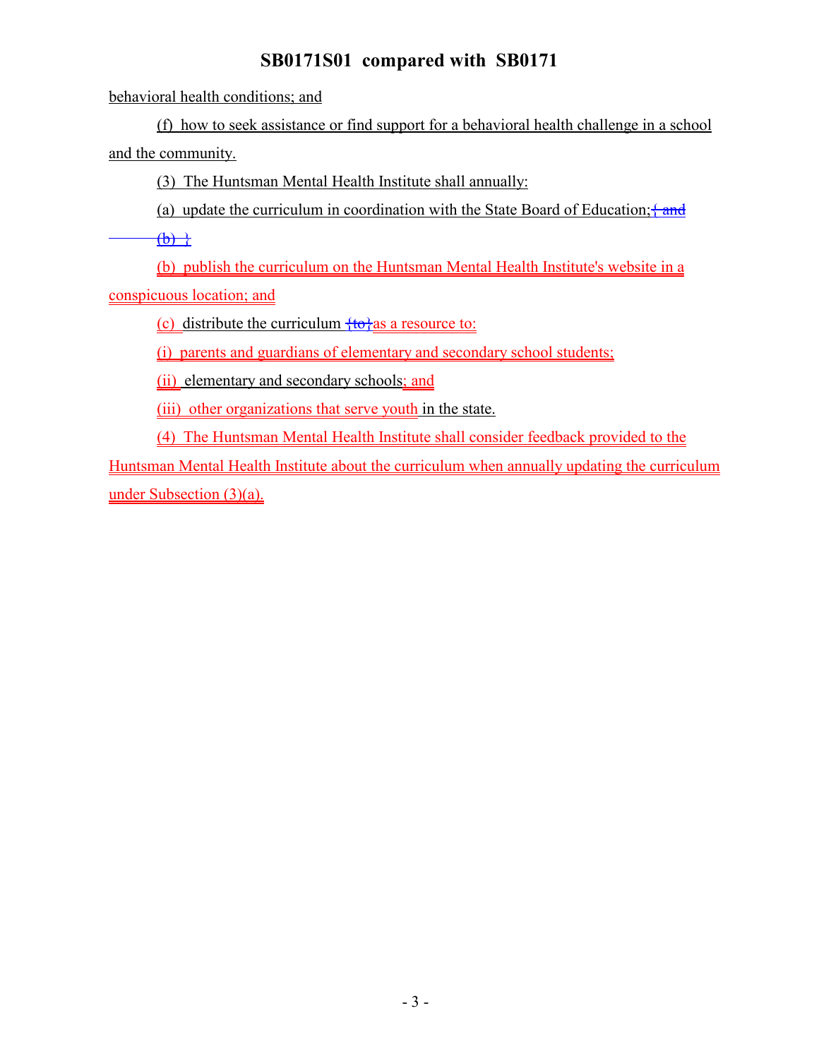behavioral health conditions; and

(f) how to seek assistance or find support for a behavioral health challenge in a school and the community.

(3) The Huntsman Mental Health Institute shall annually:

(a) update the curriculum in coordination with the State Board of Education;{ and

(b) }

(b) publish the curriculum on the Huntsman Mental Health Institute's website in a conspicuous location; and

(c) distribute the curriculum {to}as a resource to:

(i) parents and guardians of elementary and secondary school students;

(ii) elementary and secondary schools; and

(iii) other organizations that serve youth in the state.

(4) The Huntsman Mental Health Institute shall consider feedback provided to the Huntsman Mental Health Institute about the curriculum when annually updating the curriculum under Subsection (3)(a).